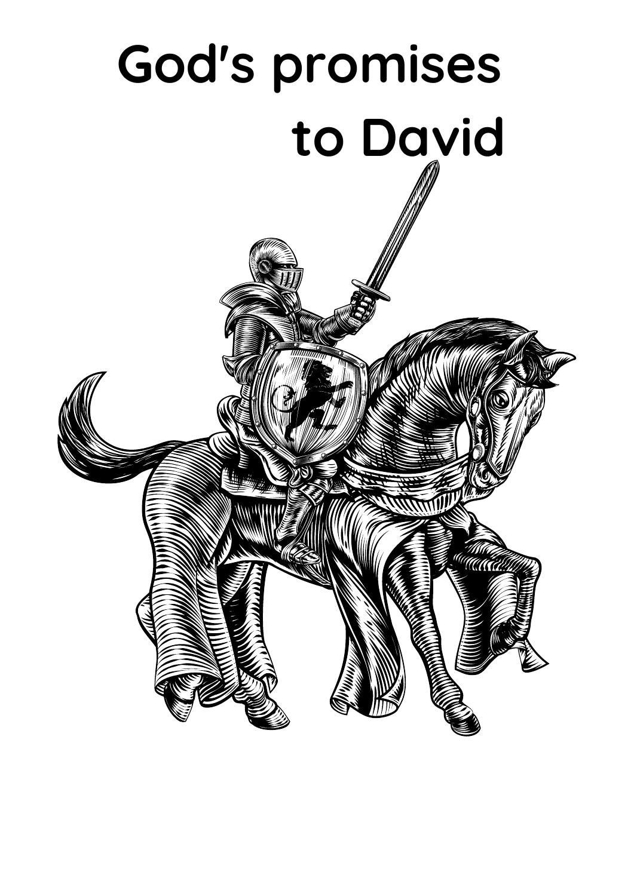# God's promises to David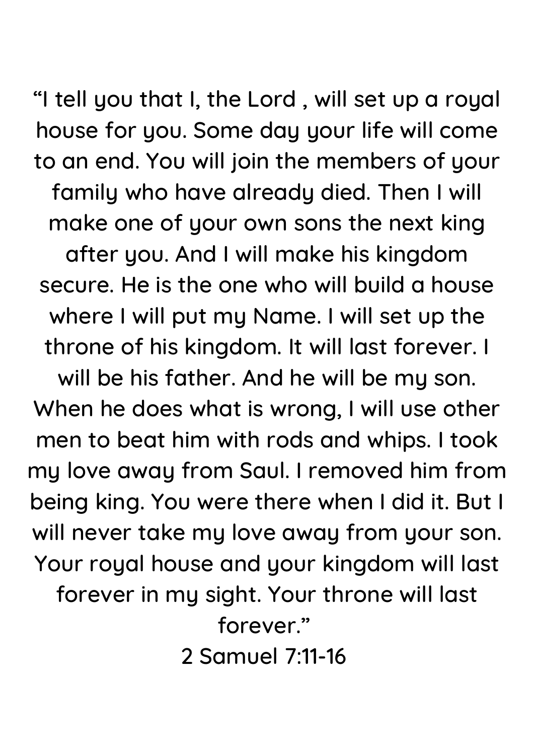"I tell you that I, the Lord , will set up a royal house for you. Some day your life will come to an end. You will join the members of your family who have already died. Then I will make one of your own sons the next king after you. And I will make his kingdom secure. He is the one who will build a house where I will put my Name. I will set up the throne of his kingdom. It will last forever. I will be his father. And he will be my son. When he does what is wrong, I will use other men to beat him with rods and whips. I took my love away from Saul. I removed him from being king. You were there when I did it. But I will never take my love away from your son. Your royal house and your kingdom will last forever in my sight. Your throne will last forever."

2 Samuel 7:11-16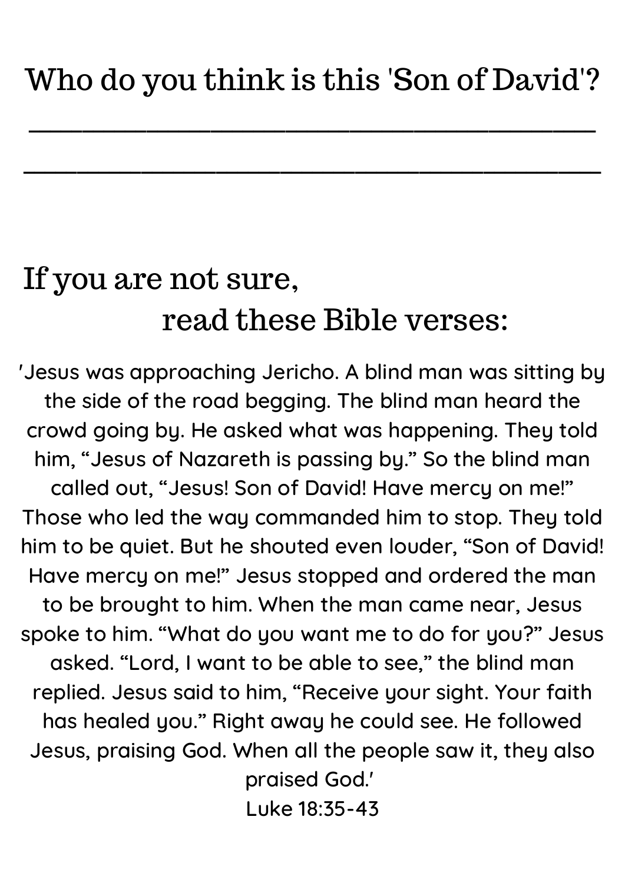# Who do you think is this 'Son of David'?

\_\_\_\_\_\_\_\_\_\_\_\_\_\_\_\_\_\_\_\_\_\_\_\_\_\_\_\_\_\_\_\_\_\_\_\_\_\_\_\_

\_\_\_\_\_\_\_\_\_\_\_\_\_\_\_\_\_\_\_\_\_\_\_\_\_\_\_\_\_\_\_\_\_\_\_\_\_\_\_\_

## If you are not sure, read these Bible verses:

'Jesus was approaching Jericho. A blind man was sitting by the side of the road begging. The blind man heard the crowd going by. He asked what was happening. They told him, "Jesus of Nazareth is passing by." So the blind man called out, "Jesus! Son of David! Have mercy on me!" Those who led the way commanded him to stop. They told him to be quiet. But he shouted even louder, "Son of David! Have mercy on me!" Jesus stopped and ordered the man to be brought to him. When the man came near, Jesus spoke to him. "What do you want me to do for you?" Jesus asked. "Lord, I want to be able to see," the blind man replied. Jesus said to him, "Receive your sight. Your faith has healed you." Right away he could see. He followed Jesus, praising God. When all the people saw it, they also praised God.'

Luke 18:35-43